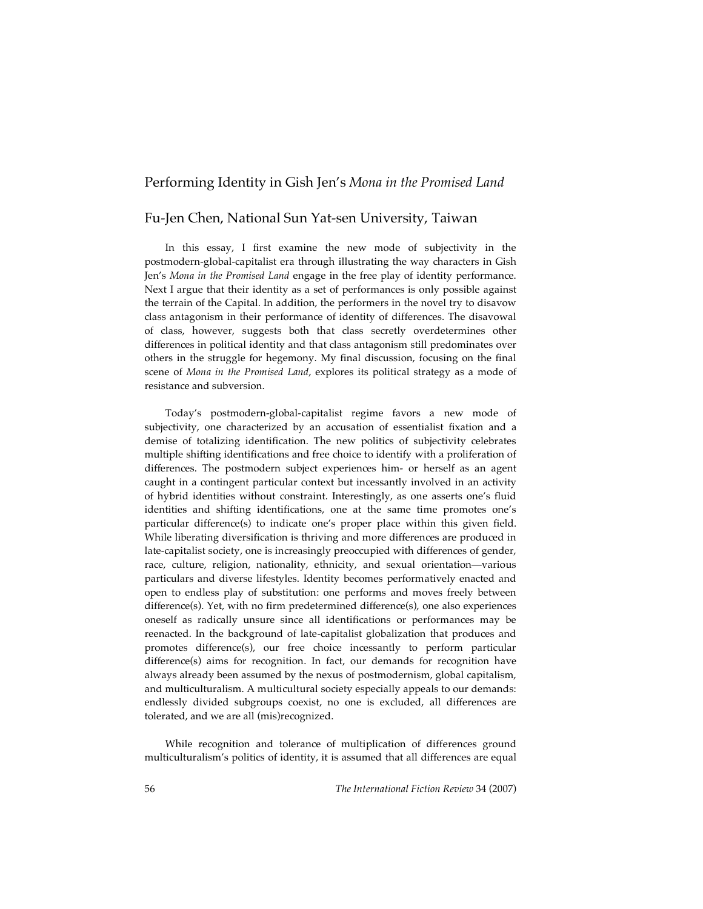# Performing Identity in Gish Jen's *Mona in the Promised Land*

## Fu-Jen Chen, National Sun Yat-sen University, Taiwan

In this essay, I first examine the new mode of subjectivity in the postmodern-global-capitalist era through illustrating the way characters in Gish Jen's *Mona in the Promised Land* engage in the free play of identity performance. Next I argue that their identity as a set of performances is only possible against the terrain of the Capital. In addition, the performers in the novel try to disavow class antagonism in their performance of identity of differences. The disavowal of class, however, suggests both that class secretly overdetermines other differences in political identity and that class antagonism still predominates over others in the struggle for hegemony. My final discussion, focusing on the final scene of *Mona in the Promised Land*, explores its political strategy as a mode of resistance and subversion.

Today's postmodern-global-capitalist regime favors a new mode of subjectivity, one characterized by an accusation of essentialist fixation and a demise of totalizing identification. The new politics of subjectivity celebrates multiple shifting identifications and free choice to identify with a proliferation of differences. The postmodern subject experiences him- or herself as an agent caught in a contingent particular context but incessantly involved in an activity of hybrid identities without constraint. Interestingly, as one asserts one's fluid identities and shifting identifications, one at the same time promotes one's particular difference(s) to indicate one's proper place within this given field. While liberating diversification is thriving and more differences are produced in late-capitalist society, one is increasingly preoccupied with differences of gender, race, culture, religion, nationality, ethnicity, and sexual orientation—various particulars and diverse lifestyles. Identity becomes performatively enacted and open to endless play of substitution: one performs and moves freely between difference(s). Yet, with no firm predetermined difference(s), one also experiences oneself as radically unsure since all identifications or performances may be reenacted. In the background of late-capitalist globalization that produces and promotes difference(s), our free choice incessantly to perform particular difference(s) aims for recognition. In fact, our demands for recognition have always already been assumed by the nexus of postmodernism, global capitalism, and multiculturalism. A multicultural society especially appeals to our demands: endlessly divided subgroups coexist, no one is excluded, all differences are tolerated, and we are all (mis)recognized.

While recognition and tolerance of multiplication of differences ground multiculturalism's politics of identity, it is assumed that all differences are equal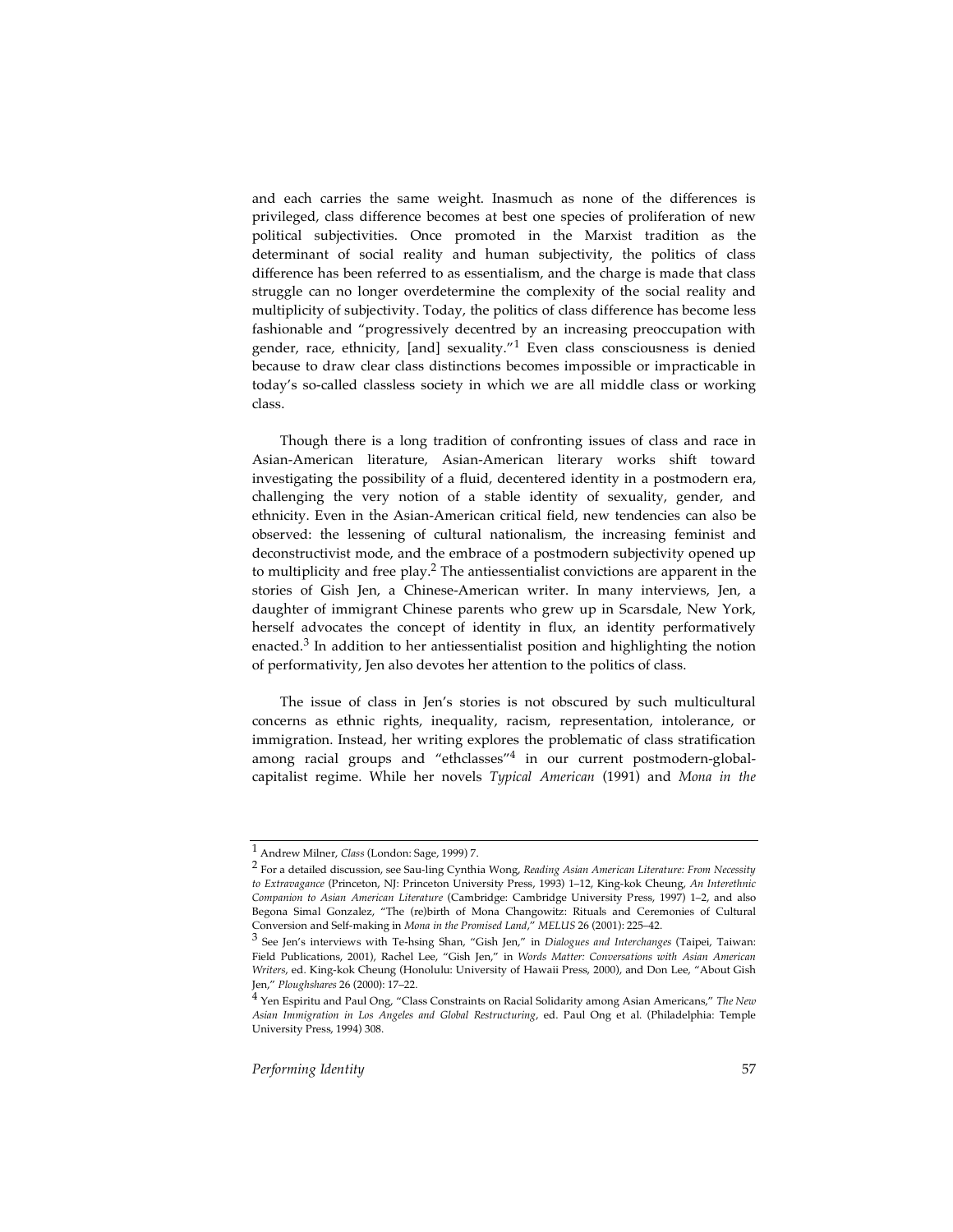and each carries the same weight. Inasmuch as none of the differences is privileged, class difference becomes at best one species of proliferation of new political subjectivities. Once promoted in the Marxist tradition as the determinant of social reality and human subjectivity, the politics of class difference has been referred to as essentialism, and the charge is made that class struggle can no longer overdetermine the complexity of the social reality and multiplicity of subjectivity. Today, the politics of class difference has become less fashionable and "progressively decentred by an increasing preoccupation with gender, race, ethnicity, [and] sexuality."[1] Even class consciousness is denied because to draw clear class distinctions becomes impossible or impracticable in today's so-called classless society in which we are all middle class or working class.

Though there is a long tradition of confronting issues of class and race in Asian-American literature, Asian-American literary works shift toward investigating the possibility of a fluid, decentered identity in a postmodern era, challenging the very notion of a stable identity of sexuality, gender, and ethnicity. Even in the Asian-American critical field, new tendencies can also be observed: the lessening of cultural nationalism, the increasing feminist and deconstructivist mode, and the embrace of a postmodern subjectivity opened up to multiplicity and free play.[2] The antiessentialist convictions are apparent in the stories of Gish Jen, a Chinese-American writer. In many interviews, Jen, a daughter of immigrant Chinese parents who grew up in Scarsdale, New York, herself advocates the concept of identity in flux, an identity performatively enacted.[3] In addition to her antiessentialist position and highlighting the notion of performativity, Jen also devotes her attention to the politics of class.

The issue of class in Jen's stories is not obscured by such multicultural concerns as ethnic rights, inequality, racism, representation, intolerance, or immigration. Instead, her writing explores the problematic of class stratification among racial groups and "ethclasses"[4] in our current postmodern-global-capitalist regime. While her novels *Typical American* (1991) and *Mona in the*

---

[1] Andrew Milner, *Class* (London: Sage, 1999) 7.

[2] For a detailed discussion, see Sau-ling Cynthia Wong, *Reading Asian American Literature: From Necessity to Extravagance* (Princeton, NJ: Princeton University Press, 1993) 1–12, King-kok Cheung, *An Interethnic Companion to Asian American Literature* (Cambridge: Cambridge University Press, 1997) 1–2, and also Begona Simal Gonzalez, "The (re)birth of Mona Changowitz: Rituals and Ceremonies of Cultural Conversion and Self-making in *Mona in the Promised Land*," *MELUS* 26 (2001): 225–42.

[3] See Jen's interviews with Te-hsing Shan, "Gish Jen," in *Dialogues and Interchanges* (Taipei, Taiwan: Field Publications, 2001), Rachel Lee, "Gish Jen," in *Words Matter: Conversations with Asian American Writers*, ed. King-kok Cheung (Honolulu: University of Hawaii Press, 2000), and Don Lee, "About Gish Jen," *Ploughshares* 26 (2000): 17–22.

[4] Yen Espiritu and Paul Ong, "Class Constraints on Racial Solidarity among Asian Americans," *The New Asian Immigration in Los Angeles and Global Restructuring*, ed. Paul Ong et al. (Philadelphia: Temple University Press, 1994) 308.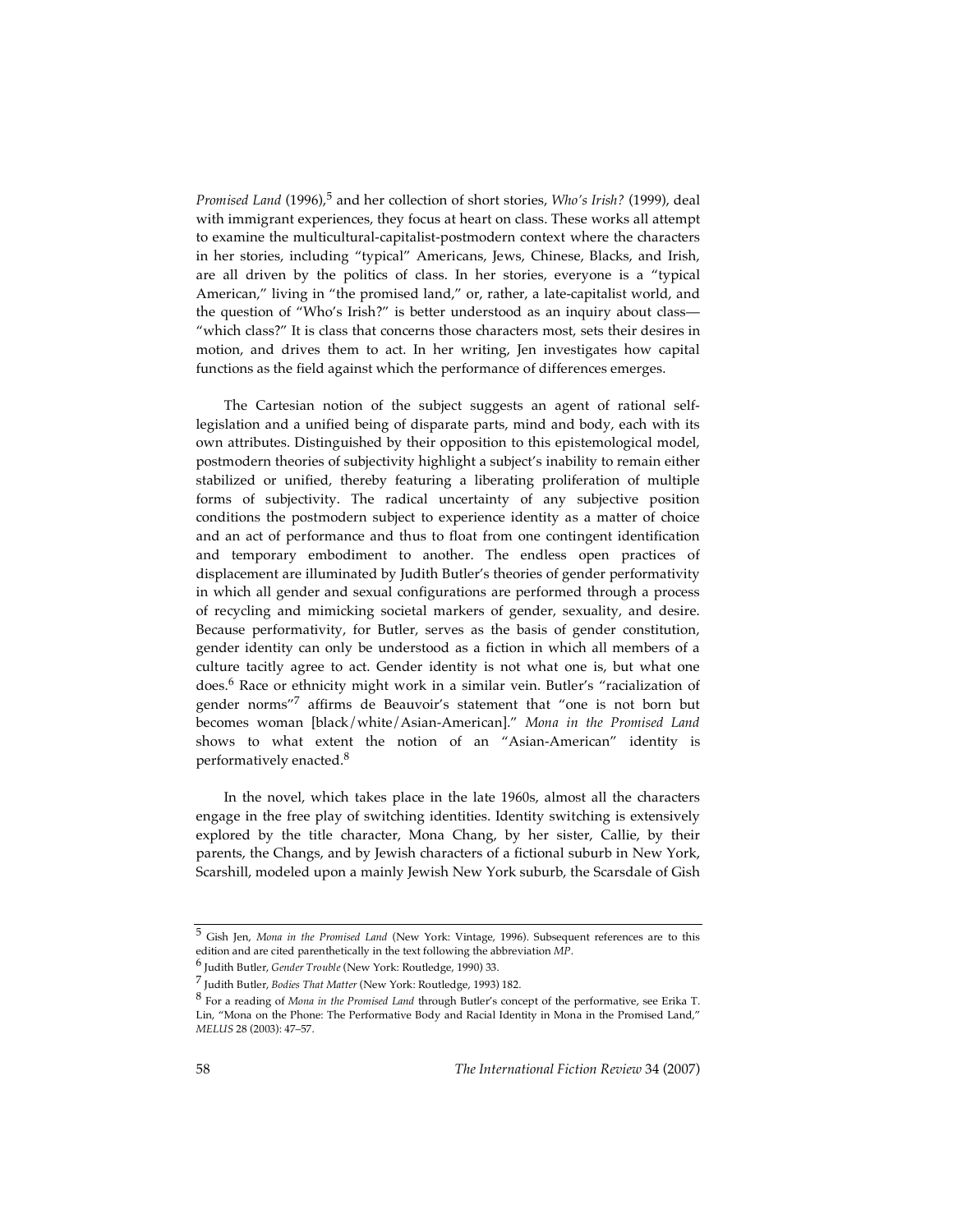*Promised Land* (1996),[5] and her collection of short stories, *Who's Irish?* (1999), deal with immigrant experiences, they focus at heart on class. These works all attempt to examine the multicultural-capitalist-postmodern context where the characters in her stories, including "typical" Americans, Jews, Chinese, Blacks, and Irish, are all driven by the politics of class. In her stories, everyone is a "typical American," living in "the promised land," or, rather, a late-capitalist world, and the question of "Who's Irish?" is better understood as an inquiry about class—"which class?" It is class that concerns those characters most, sets their desires in motion, and drives them to act. In her writing, Jen investigates how capital functions as the field against which the performance of differences emerges.

The Cartesian notion of the subject suggests an agent of rational self-legislation and a unified being of disparate parts, mind and body, each with its own attributes. Distinguished by their opposition to this epistemological model, postmodern theories of subjectivity highlight a subject's inability to remain either stabilized or unified, thereby featuring a liberating proliferation of multiple forms of subjectivity. The radical uncertainty of any subjective position conditions the postmodern subject to experience identity as a matter of choice and an act of performance and thus to float from one contingent identification and temporary embodiment to another. The endless open practices of displacement are illuminated by Judith Butler's theories of gender performativity in which all gender and sexual configurations are performed through a process of recycling and mimicking societal markers of gender, sexuality, and desire. Because performativity, for Butler, serves as the basis of gender constitution, gender identity can only be understood as a fiction in which all members of a culture tacitly agree to act. Gender identity is not what one is, but what one does.[6] Race or ethnicity might work in a similar vein. Butler's "racialization of gender norms"[7] affirms de Beauvoir's statement that "one is not born but becomes woman [black/white/Asian-American]." *Mona in the Promised Land* shows to what extent the notion of an "Asian-American" identity is performatively enacted.[8]

In the novel, which takes place in the late 1960s, almost all the characters engage in the free play of switching identities. Identity switching is extensively explored by the title character, Mona Chang, by her sister, Callie, by their parents, the Changs, and by Jewish characters of a fictional suburb in New York, Scarshill, modeled upon a mainly Jewish New York suburb, the Scarsdale of Gish

---

[5] Gish Jen, *Mona in the Promised Land* (New York: Vintage, 1996). Subsequent references are to this edition and are cited parenthetically in the text following the abbreviation *MP*.

[6] Judith Butler, *Gender Trouble* (New York: Routledge, 1990) 33.

[7] Judith Butler, *Bodies That Matter* (New York: Routledge, 1993) 182.

[8] For a reading of *Mona in the Promised Land* through Butler's concept of the performative, see Erika T. Lin, "Mona on the Phone: The Performative Body and Racial Identity in Mona in the Promised Land," *MELUS* 28 (2003): 47–57.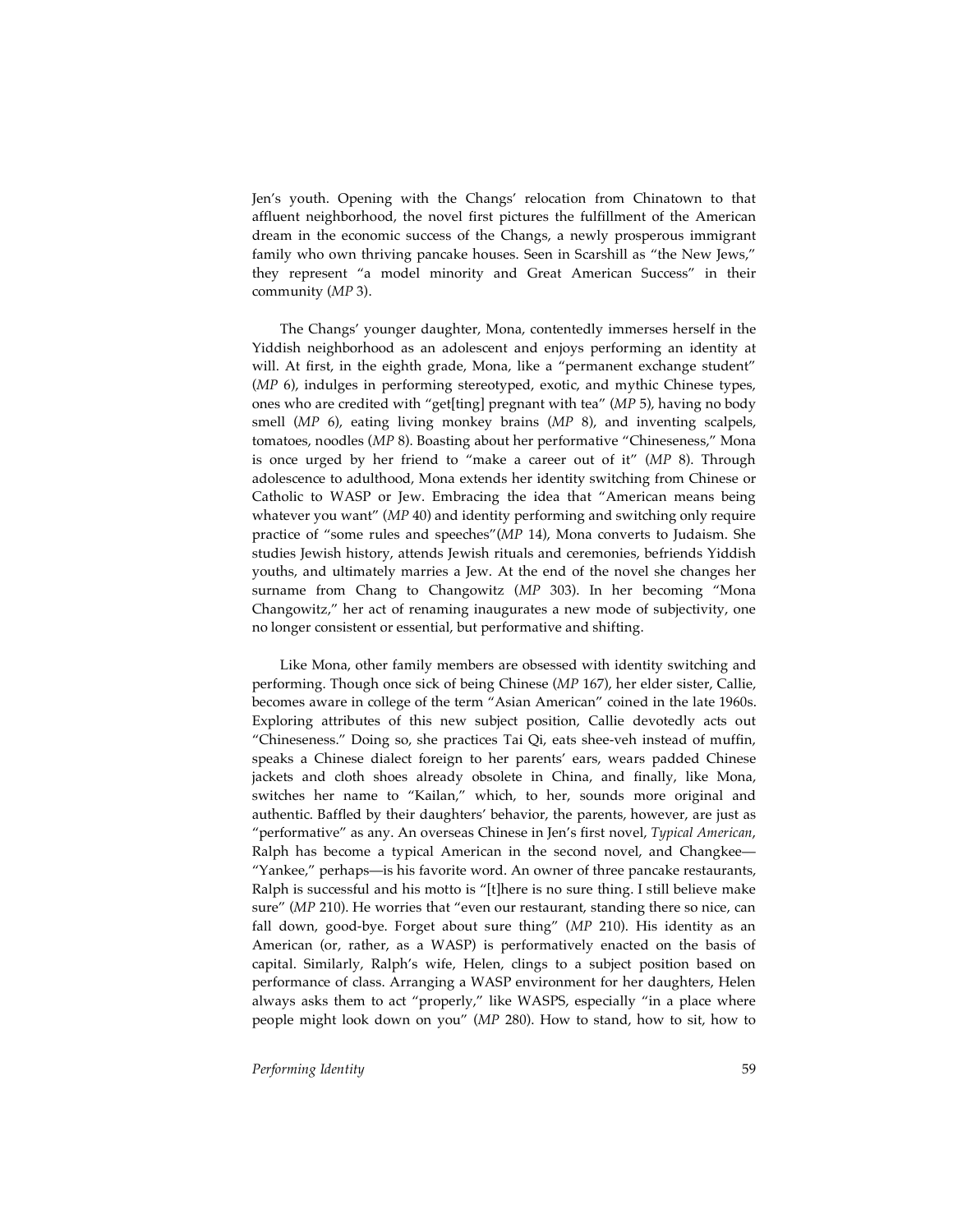Jen's youth. Opening with the Changs' relocation from Chinatown to that affluent neighborhood, the novel first pictures the fulfillment of the American dream in the economic success of the Changs, a newly prosperous immigrant family who own thriving pancake houses. Seen in Scarshill as "the New Jews," they represent "a model minority and Great American Success" in their community (*MP* 3).

The Changs' younger daughter, Mona, contentedly immerses herself in the Yiddish neighborhood as an adolescent and enjoys performing an identity at will. At first, in the eighth grade, Mona, like a "permanent exchange student" (*MP* 6), indulges in performing stereotyped, exotic, and mythic Chinese types, ones who are credited with "get[ting] pregnant with tea" (*MP* 5), having no body smell (*MP* 6), eating living monkey brains (*MP* 8), and inventing scalpels, tomatoes, noodles (*MP* 8). Boasting about her performative "Chineseness," Mona is once urged by her friend to "make a career out of it" (*MP* 8). Through adolescence to adulthood, Mona extends her identity switching from Chinese or Catholic to WASP or Jew. Embracing the idea that "American means being whatever you want" (*MP* 40) and identity performing and switching only require practice of "some rules and speeches"(*MP* 14), Mona converts to Judaism. She studies Jewish history, attends Jewish rituals and ceremonies, befriends Yiddish youths, and ultimately marries a Jew. At the end of the novel she changes her surname from Chang to Changowitz (*MP* 303). In her becoming "Mona Changowitz," her act of renaming inaugurates a new mode of subjectivity, one no longer consistent or essential, but performative and shifting.

Like Mona, other family members are obsessed with identity switching and performing. Though once sick of being Chinese (*MP* 167), her elder sister, Callie, becomes aware in college of the term "Asian American" coined in the late 1960s. Exploring attributes of this new subject position, Callie devotedly acts out "Chineseness." Doing so, she practices Tai Qi, eats shee-veh instead of muffin, speaks a Chinese dialect foreign to her parents' ears, wears padded Chinese jackets and cloth shoes already obsolete in China, and finally, like Mona, switches her name to "Kailan," which, to her, sounds more original and authentic. Baffled by their daughters' behavior, the parents, however, are just as "performative" as any. An overseas Chinese in Jen's first novel, *Typical American*, Ralph has become a typical American in the second novel, and Changkee—"Yankee," perhaps—is his favorite word. An owner of three pancake restaurants, Ralph is successful and his motto is "[t]here is no sure thing. I still believe make sure" (*MP* 210). He worries that "even our restaurant, standing there so nice, can fall down, good-bye. Forget about sure thing" (*MP* 210). His identity as an American (or, rather, as a WASP) is performatively enacted on the basis of capital. Similarly, Ralph's wife, Helen, clings to a subject position based on performance of class. Arranging a WASP environment for her daughters, Helen always asks them to act "properly," like WASPS, especially "in a place where people might look down on you" (*MP* 280). How to stand, how to sit, how to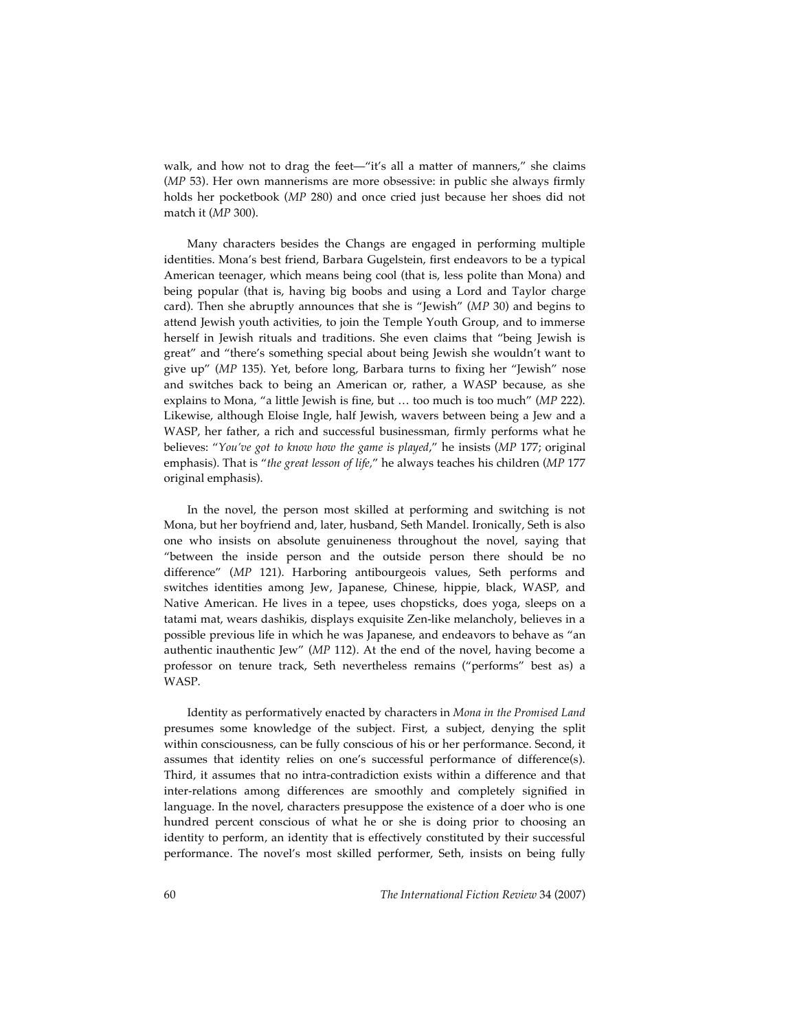walk, and how not to drag the feet—"it's all a matter of manners," she claims (*MP* 53). Her own mannerisms are more obsessive: in public she always firmly holds her pocketbook (*MP* 280) and once cried just because her shoes did not match it (*MP* 300).

Many characters besides the Changs are engaged in performing multiple identities. Mona's best friend, Barbara Gugelstein, first endeavors to be a typical American teenager, which means being cool (that is, less polite than Mona) and being popular (that is, having big boobs and using a Lord and Taylor charge card). Then she abruptly announces that she is "Jewish" (*MP* 30) and begins to attend Jewish youth activities, to join the Temple Youth Group, and to immerse herself in Jewish rituals and traditions. She even claims that "being Jewish is great" and "there's something special about being Jewish she wouldn't want to give up" (*MP* 135). Yet, before long, Barbara turns to fixing her "Jewish" nose and switches back to being an American or, rather, a WASP because, as she explains to Mona, "a little Jewish is fine, but … too much is too much" (*MP* 222). Likewise, although Eloise Ingle, half Jewish, wavers between being a Jew and a WASP, her father, a rich and successful businessman, firmly performs what he believes: "*You've got to know how the game is played*," he insists (*MP* 177; original emphasis). That is "*the great lesson of life*," he always teaches his children (*MP* 177 original emphasis).

In the novel, the person most skilled at performing and switching is not Mona, but her boyfriend and, later, husband, Seth Mandel. Ironically, Seth is also one who insists on absolute genuineness throughout the novel, saying that "between the inside person and the outside person there should be no difference" (*MP* 121). Harboring antibourgeois values, Seth performs and switches identities among Jew, Japanese, Chinese, hippie, black, WASP, and Native American. He lives in a tepee, uses chopsticks, does yoga, sleeps on a tatami mat, wears dashikis, displays exquisite Zen-like melancholy, believes in a possible previous life in which he was Japanese, and endeavors to behave as "an authentic inauthentic Jew" (*MP* 112). At the end of the novel, having become a professor on tenure track, Seth nevertheless remains ("performs" best as) a WASP.

Identity as performatively enacted by characters in *Mona in the Promised Land* presumes some knowledge of the subject. First, a subject, denying the split within consciousness, can be fully conscious of his or her performance. Second, it assumes that identity relies on one's successful performance of difference(s). Third, it assumes that no intra-contradiction exists within a difference and that inter-relations among differences are smoothly and completely signified in language. In the novel, characters presuppose the existence of a doer who is one hundred percent conscious of what he or she is doing prior to choosing an identity to perform, an identity that is effectively constituted by their successful performance. The novel's most skilled performer, Seth, insists on being fully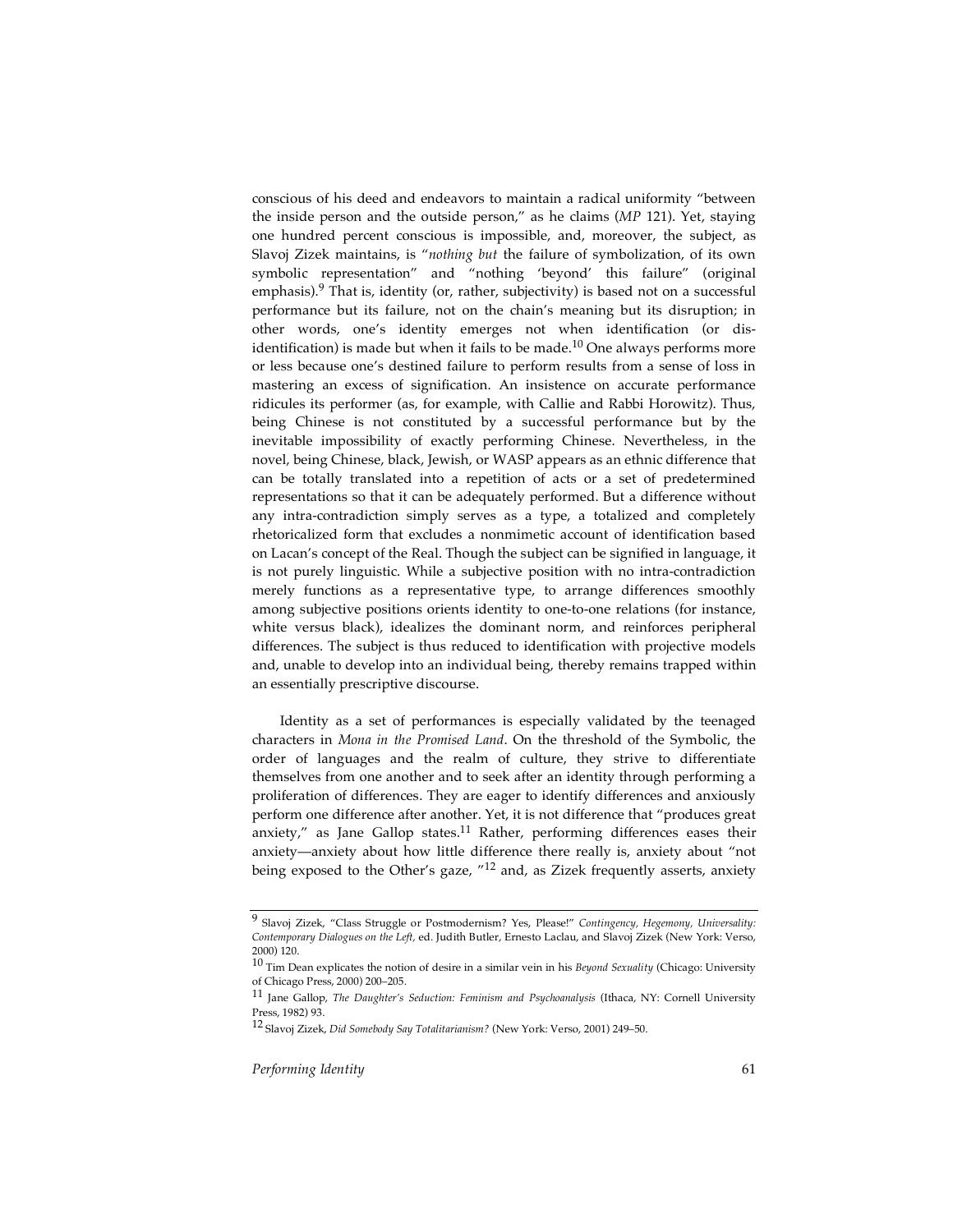conscious of his deed and endeavors to maintain a radical uniformity "between the inside person and the outside person," as he claims (*MP* 121). Yet, staying one hundred percent conscious is impossible, and, moreover, the subject, as Slavoj Zizek maintains, is "*nothing but* the failure of symbolization, of its own symbolic representation" and "nothing 'beyond' this failure" (original emphasis).[9] That is, identity (or, rather, subjectivity) is based not on a successful performance but its failure, not on the chain's meaning but its disruption; in other words, one's identity emerges not when identification (or dis-identification) is made but when it fails to be made.[10] One always performs more or less because one's destined failure to perform results from a sense of loss in mastering an excess of signification. An insistence on accurate performance ridicules its performer (as, for example, with Callie and Rabbi Horowitz). Thus, being Chinese is not constituted by a successful performance but by the inevitable impossibility of exactly performing Chinese. Nevertheless, in the novel, being Chinese, black, Jewish, or WASP appears as an ethnic difference that can be totally translated into a repetition of acts or a set of predetermined representations so that it can be adequately performed. But a difference without any intra-contradiction simply serves as a type, a totalized and completely rhetoricalized form that excludes a nonmimetic account of identification based on Lacan's concept of the Real. Though the subject can be signified in language, it is not purely linguistic. While a subjective position with no intra-contradiction merely functions as a representative type, to arrange differences smoothly among subjective positions orients identity to one-to-one relations (for instance, white versus black), idealizes the dominant norm, and reinforces peripheral differences. The subject is thus reduced to identification with projective models and, unable to develop into an individual being, thereby remains trapped within an essentially prescriptive discourse.

Identity as a set of performances is especially validated by the teenaged characters in *Mona in the Promised Land*. On the threshold of the Symbolic, the order of languages and the realm of culture, they strive to differentiate themselves from one another and to seek after an identity through performing a proliferation of differences. They are eager to identify differences and anxiously perform one difference after another. Yet, it is not difference that "produces great anxiety," as Jane Gallop states.[11] Rather, performing differences eases their anxiety—anxiety about how little difference there really is, anxiety about "not being exposed to the Other's gaze, "[12] and, as Zizek frequently asserts, anxiety

---

[9] Slavoj Zizek, "Class Struggle or Postmodernism? Yes, Please!" *Contingency, Hegemony, Universality: Contemporary Dialogues on the Left,* ed. Judith Butler, Ernesto Laclau, and Slavoj Zizek (New York: Verso, 2000) 120.

[10] Tim Dean explicates the notion of desire in a similar vein in his *Beyond Sexuality* (Chicago: University of Chicago Press, 2000) 200–205.

[11] Jane Gallop, *The Daughter's Seduction: Feminism and Psychoanalysis* (Ithaca, NY: Cornell University Press, 1982) 93.

[12] Slavoj Zizek, *Did Somebody Say Totalitarianism?* (New York: Verso, 2001) 249–50.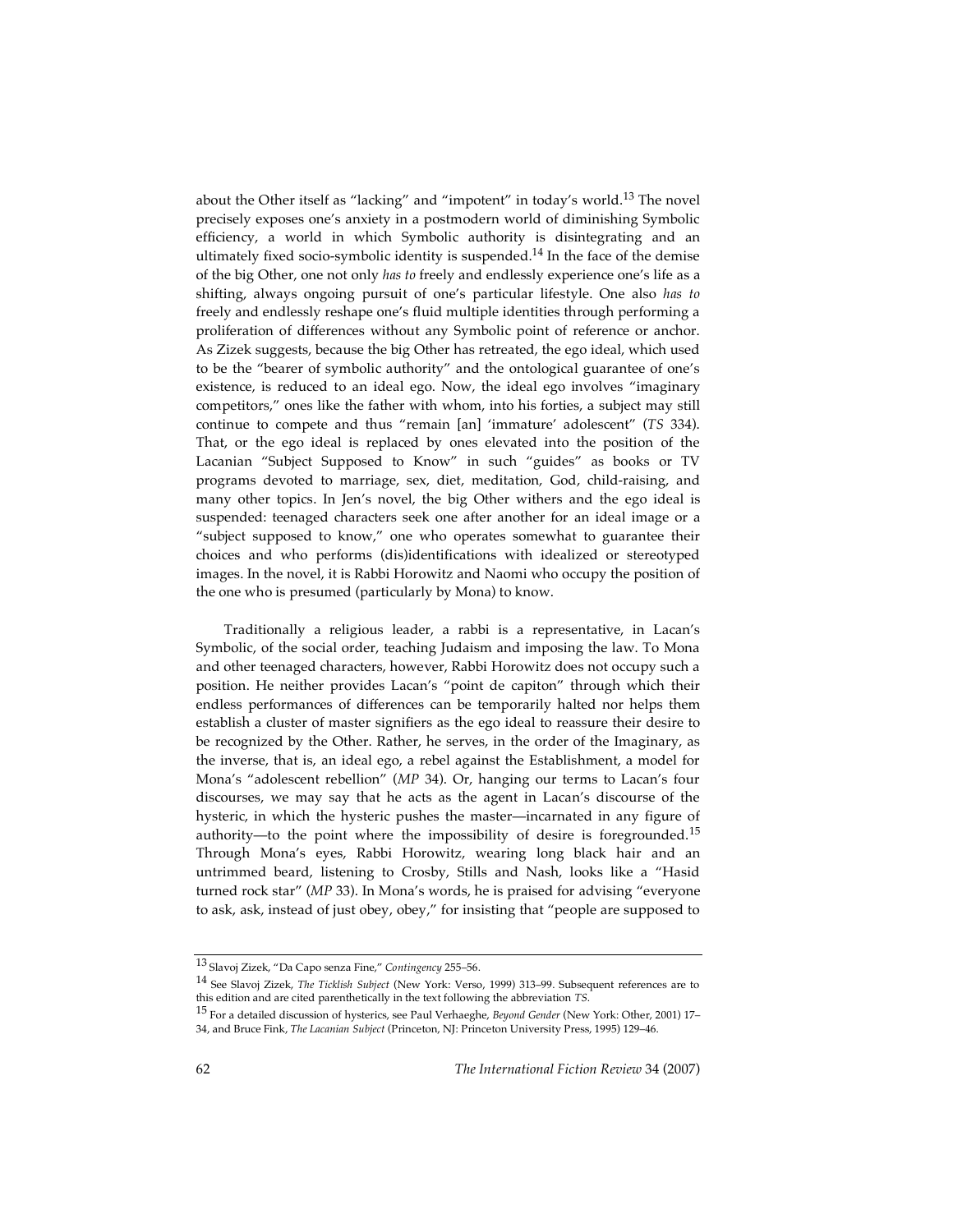about the Other itself as "lacking" and "impotent" in today's world.[13] The novel precisely exposes one's anxiety in a postmodern world of diminishing Symbolic efficiency, a world in which Symbolic authority is disintegrating and an ultimately fixed socio-symbolic identity is suspended.[14] In the face of the demise of the big Other, one not only *has to* freely and endlessly experience one's life as a shifting, always ongoing pursuit of one's particular lifestyle. One also *has to* freely and endlessly reshape one's fluid multiple identities through performing a proliferation of differences without any Symbolic point of reference or anchor. As Zizek suggests, because the big Other has retreated, the ego ideal, which used to be the "bearer of symbolic authority" and the ontological guarantee of one's existence, is reduced to an ideal ego. Now, the ideal ego involves "imaginary competitors," ones like the father with whom, into his forties, a subject may still continue to compete and thus "remain [an] 'immature' adolescent" (*TS* 334). That, or the ego ideal is replaced by ones elevated into the position of the Lacanian "Subject Supposed to Know" in such "guides" as books or TV programs devoted to marriage, sex, diet, meditation, God, child-raising, and many other topics. In Jen's novel, the big Other withers and the ego ideal is suspended: teenaged characters seek one after another for an ideal image or a "subject supposed to know," one who operates somewhat to guarantee their choices and who performs (dis)identifications with idealized or stereotyped images. In the novel, it is Rabbi Horowitz and Naomi who occupy the position of the one who is presumed (particularly by Mona) to know.

Traditionally a religious leader, a rabbi is a representative, in Lacan's Symbolic, of the social order, teaching Judaism and imposing the law. To Mona and other teenaged characters, however, Rabbi Horowitz does not occupy such a position. He neither provides Lacan's "point de capiton" through which their endless performances of differences can be temporarily halted nor helps them establish a cluster of master signifiers as the ego ideal to reassure their desire to be recognized by the Other. Rather, he serves, in the order of the Imaginary, as the inverse, that is, an ideal ego, a rebel against the Establishment, a model for Mona's "adolescent rebellion" (*MP* 34). Or, hanging our terms to Lacan's four discourses, we may say that he acts as the agent in Lacan's discourse of the hysteric, in which the hysteric pushes the master—incarnated in any figure of authority—to the point where the impossibility of desire is foregrounded.[15] Through Mona's eyes, Rabbi Horowitz, wearing long black hair and an untrimmed beard, listening to Crosby, Stills and Nash, looks like a "Hasid turned rock star" (*MP* 33). In Mona's words, he is praised for advising "everyone to ask, ask, instead of just obey, obey," for insisting that "people are supposed to

---

[13] Slavoj Zizek, "Da Capo senza Fine," *Contingency* 255–56.

[14] See Slavoj Zizek, *The Ticklish Subject* (New York: Verso, 1999) 313–99. Subsequent references are to this edition and are cited parenthetically in the text following the abbreviation *TS*.

[15] For a detailed discussion of hysterics, see Paul Verhaeghe, *Beyond Gender* (New York: Other, 2001) 17–34, and Bruce Fink, *The Lacanian Subject* (Princeton, NJ: Princeton University Press, 1995) 129–46.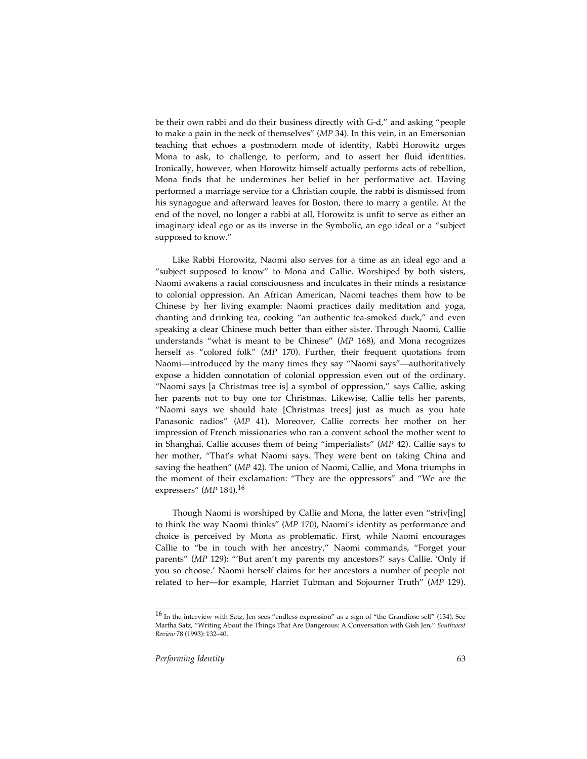be their own rabbi and do their business directly with G-d," and asking "people to make a pain in the neck of themselves" (*MP* 34). In this vein, in an Emersonian teaching that echoes a postmodern mode of identity, Rabbi Horowitz urges Mona to ask, to challenge, to perform, and to assert her fluid identities. Ironically, however, when Horowitz himself actually performs acts of rebellion, Mona finds that he undermines her belief in her performative act. Having performed a marriage service for a Christian couple, the rabbi is dismissed from his synagogue and afterward leaves for Boston, there to marry a gentile. At the end of the novel, no longer a rabbi at all, Horowitz is unfit to serve as either an imaginary ideal ego or as its inverse in the Symbolic, an ego ideal or a "subject supposed to know."

Like Rabbi Horowitz, Naomi also serves for a time as an ideal ego and a "subject supposed to know" to Mona and Callie. Worshiped by both sisters, Naomi awakens a racial consciousness and inculcates in their minds a resistance to colonial oppression. An African American, Naomi teaches them how to be Chinese by her living example: Naomi practices daily meditation and yoga, chanting and drinking tea, cooking "an authentic tea-smoked duck," and even speaking a clear Chinese much better than either sister. Through Naomi, Callie understands "what is meant to be Chinese" (*MP* 168), and Mona recognizes herself as "colored folk" (*MP* 170). Further, their frequent quotations from Naomi—introduced by the many times they say "Naomi says"—authoritatively expose a hidden connotation of colonial oppression even out of the ordinary. "Naomi says [a Christmas tree is] a symbol of oppression," says Callie, asking her parents not to buy one for Christmas. Likewise, Callie tells her parents, "Naomi says we should hate [Christmas trees] just as much as you hate Panasonic radios" (*MP* 41). Moreover, Callie corrects her mother on her impression of French missionaries who ran a convent school the mother went to in Shanghai. Callie accuses them of being "imperialists" (*MP* 42). Callie says to her mother, "That's what Naomi says. They were bent on taking China and saving the heathen" (*MP* 42). The union of Naomi, Callie, and Mona triumphs in the moment of their exclamation: "They are the oppressors" and "We are the expressers" (*MP* 184).[16]

Though Naomi is worshiped by Callie and Mona, the latter even "striv[ing] to think the way Naomi thinks" (*MP* 170), Naomi's identity as performance and choice is perceived by Mona as problematic. First, while Naomi encourages Callie to "be in touch with her ancestry," Naomi commands, "Forget your parents" (*MP* 129): "'But aren't my parents my ancestors?' says Callie. 'Only if you so choose.' Naomi herself claims for her ancestors a number of people not related to her—for example, Harriet Tubman and Sojourner Truth" (*MP* 129).

---

[16] In the interview with Satz, Jen sees "endless expression" as a sign of "the Grandiose self" (134). See Martha Satz, "Writing About the Things That Are Dangerous: A Conversation with Gish Jen," *Southwest Review* 78 (1993): 132–40.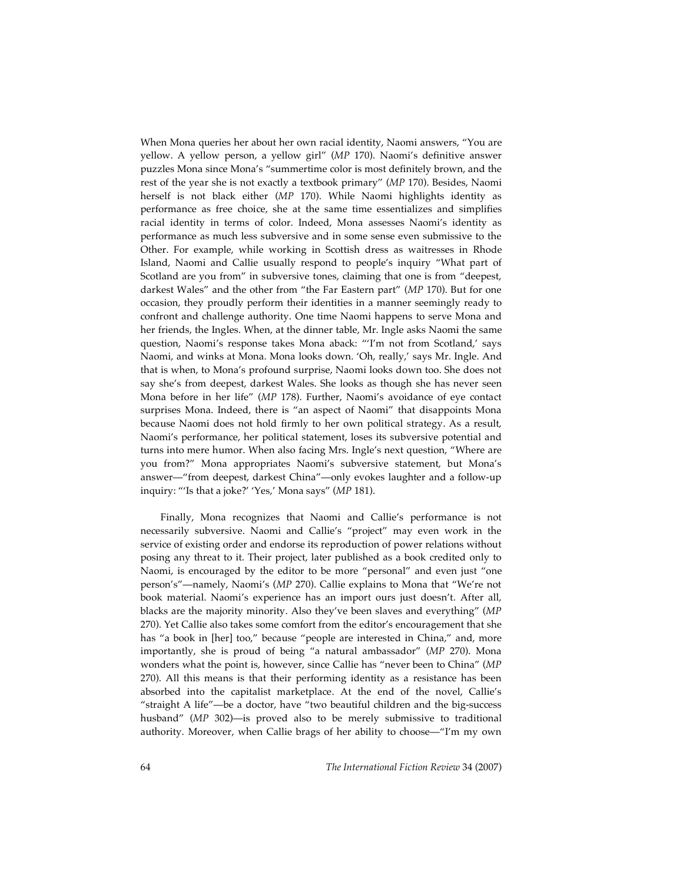When Mona queries her about her own racial identity, Naomi answers, "You are yellow. A yellow person, a yellow girl" (*MP* 170). Naomi's definitive answer puzzles Mona since Mona's "summertime color is most definitely brown, and the rest of the year she is not exactly a textbook primary" (*MP* 170). Besides, Naomi herself is not black either (*MP* 170). While Naomi highlights identity as performance as free choice, she at the same time essentializes and simplifies racial identity in terms of color. Indeed, Mona assesses Naomi's identity as performance as much less subversive and in some sense even submissive to the Other. For example, while working in Scottish dress as waitresses in Rhode Island, Naomi and Callie usually respond to people's inquiry "What part of Scotland are you from" in subversive tones, claiming that one is from "deepest, darkest Wales" and the other from "the Far Eastern part" (*MP* 170). But for one occasion, they proudly perform their identities in a manner seemingly ready to confront and challenge authority. One time Naomi happens to serve Mona and her friends, the Ingles. When, at the dinner table, Mr. Ingle asks Naomi the same question, Naomi's response takes Mona aback: "'I'm not from Scotland,' says Naomi, and winks at Mona. Mona looks down. 'Oh, really,' says Mr. Ingle. And that is when, to Mona's profound surprise, Naomi looks down too. She does not say she's from deepest, darkest Wales. She looks as though she has never seen Mona before in her life" (*MP* 178). Further, Naomi's avoidance of eye contact surprises Mona. Indeed, there is "an aspect of Naomi" that disappoints Mona because Naomi does not hold firmly to her own political strategy. As a result, Naomi's performance, her political statement, loses its subversive potential and turns into mere humor. When also facing Mrs. Ingle's next question, "Where are you from?" Mona appropriates Naomi's subversive statement, but Mona's answer—"from deepest, darkest China"—only evokes laughter and a follow-up inquiry: "'Is that a joke?' 'Yes,' Mona says" (*MP* 181).

Finally, Mona recognizes that Naomi and Callie's performance is not necessarily subversive. Naomi and Callie's "project" may even work in the service of existing order and endorse its reproduction of power relations without posing any threat to it. Their project, later published as a book credited only to Naomi, is encouraged by the editor to be more "personal" and even just "one person's"—namely, Naomi's (*MP* 270). Callie explains to Mona that "We're not book material. Naomi's experience has an import ours just doesn't. After all, blacks are the majority minority. Also they've been slaves and everything" (*MP* 270). Yet Callie also takes some comfort from the editor's encouragement that she has "a book in [her] too," because "people are interested in China," and, more importantly, she is proud of being "a natural ambassador" (*MP* 270). Mona wonders what the point is, however, since Callie has "never been to China" (*MP* 270). All this means is that their performing identity as a resistance has been absorbed into the capitalist marketplace. At the end of the novel, Callie's "straight A life"—be a doctor, have "two beautiful children and the big-success husband" (*MP* 302)—is proved also to be merely submissive to traditional authority. Moreover, when Callie brags of her ability to choose—"I'm my own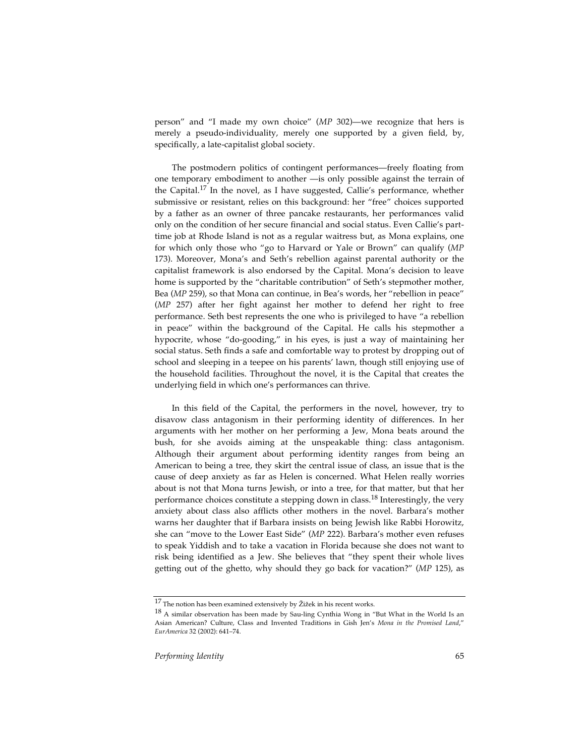person" and "I made my own choice" (*MP* 302)—we recognize that hers is merely a pseudo-individuality, merely one supported by a given field, by, specifically, a late-capitalist global society.

The postmodern politics of contingent performances—freely floating from one temporary embodiment to another —is only possible against the terrain of the Capital.[17] In the novel, as I have suggested, Callie's performance, whether submissive or resistant, relies on this background: her "free" choices supported by a father as an owner of three pancake restaurants, her performances valid only on the condition of her secure financial and social status. Even Callie's part-time job at Rhode Island is not as a regular waitress but, as Mona explains, one for which only those who "go to Harvard or Yale or Brown" can qualify (*MP* 173). Moreover, Mona's and Seth's rebellion against parental authority or the capitalist framework is also endorsed by the Capital. Mona's decision to leave home is supported by the "charitable contribution" of Seth's stepmother mother, Bea (*MP* 259), so that Mona can continue, in Bea's words, her "rebellion in peace" (*MP* 257) after her fight against her mother to defend her right to free performance. Seth best represents the one who is privileged to have "a rebellion in peace" within the background of the Capital. He calls his stepmother a hypocrite, whose "do-gooding," in his eyes, is just a way of maintaining her social status. Seth finds a safe and comfortable way to protest by dropping out of school and sleeping in a teepee on his parents' lawn, though still enjoying use of the household facilities. Throughout the novel, it is the Capital that creates the underlying field in which one's performances can thrive.

In this field of the Capital, the performers in the novel, however, try to disavow class antagonism in their performing identity of differences. In her arguments with her mother on her performing a Jew, Mona beats around the bush, for she avoids aiming at the unspeakable thing: class antagonism. Although their argument about performing identity ranges from being an American to being a tree, they skirt the central issue of class, an issue that is the cause of deep anxiety as far as Helen is concerned. What Helen really worries about is not that Mona turns Jewish, or into a tree, for that matter, but that her performance choices constitute a stepping down in class.[18] Interestingly, the very anxiety about class also afflicts other mothers in the novel. Barbara's mother warns her daughter that if Barbara insists on being Jewish like Rabbi Horowitz, she can "move to the Lower East Side" (*MP* 222). Barbara's mother even refuses to speak Yiddish and to take a vacation in Florida because she does not want to risk being identified as a Jew. She believes that "they spent their whole lives getting out of the ghetto, why should they go back for vacation?" (*MP* 125), as

---

[17] The notion has been examined extensively by Žižek in his recent works.

[18] A similar observation has been made by Sau-ling Cynthia Wong in "But What in the World Is an Asian American? Culture, Class and Invented Traditions in Gish Jen's *Mona in the Promised Land*," *EurAmerica* 32 (2002): 641–74.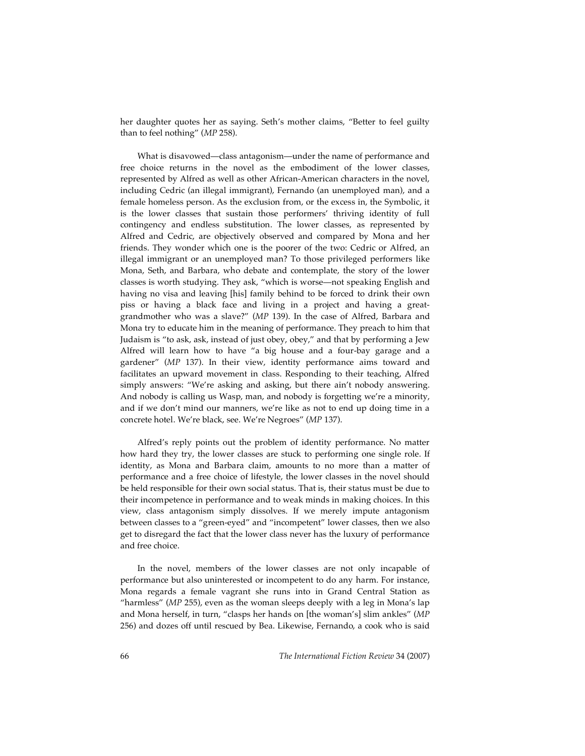her daughter quotes her as saying. Seth's mother claims, "Better to feel guilty than to feel nothing" (*MP* 258).

What is disavowed—class antagonism—under the name of performance and free choice returns in the novel as the embodiment of the lower classes, represented by Alfred as well as other African-American characters in the novel, including Cedric (an illegal immigrant), Fernando (an unemployed man), and a female homeless person. As the exclusion from, or the excess in, the Symbolic, it is the lower classes that sustain those performers' thriving identity of full contingency and endless substitution. The lower classes, as represented by Alfred and Cedric, are objectively observed and compared by Mona and her friends. They wonder which one is the poorer of the two: Cedric or Alfred, an illegal immigrant or an unemployed man? To those privileged performers like Mona, Seth, and Barbara, who debate and contemplate, the story of the lower classes is worth studying. They ask, "which is worse—not speaking English and having no visa and leaving [his] family behind to be forced to drink their own piss or having a black face and living in a project and having a great-grandmother who was a slave?" (*MP* 139). In the case of Alfred, Barbara and Mona try to educate him in the meaning of performance. They preach to him that Judaism is "to ask, ask, instead of just obey, obey," and that by performing a Jew Alfred will learn how to have "a big house and a four-bay garage and a gardener" (*MP* 137). In their view, identity performance aims toward and facilitates an upward movement in class. Responding to their teaching, Alfred simply answers: "We're asking and asking, but there ain't nobody answering. And nobody is calling us Wasp, man, and nobody is forgetting we're a minority, and if we don't mind our manners, we're like as not to end up doing time in a concrete hotel. We're black, see. We're Negroes" (*MP* 137).

Alfred's reply points out the problem of identity performance. No matter how hard they try, the lower classes are stuck to performing one single role. If identity, as Mona and Barbara claim, amounts to no more than a matter of performance and a free choice of lifestyle, the lower classes in the novel should be held responsible for their own social status. That is, their status must be due to their incompetence in performance and to weak minds in making choices. In this view, class antagonism simply dissolves. If we merely impute antagonism between classes to a "green-eyed" and "incompetent" lower classes, then we also get to disregard the fact that the lower class never has the luxury of performance and free choice.

In the novel, members of the lower classes are not only incapable of performance but also uninterested or incompetent to do any harm. For instance, Mona regards a female vagrant she runs into in Grand Central Station as "harmless" (*MP* 255), even as the woman sleeps deeply with a leg in Mona's lap and Mona herself, in turn, "clasps her hands on [the woman's] slim ankles" (*MP* 256) and dozes off until rescued by Bea. Likewise, Fernando, a cook who is said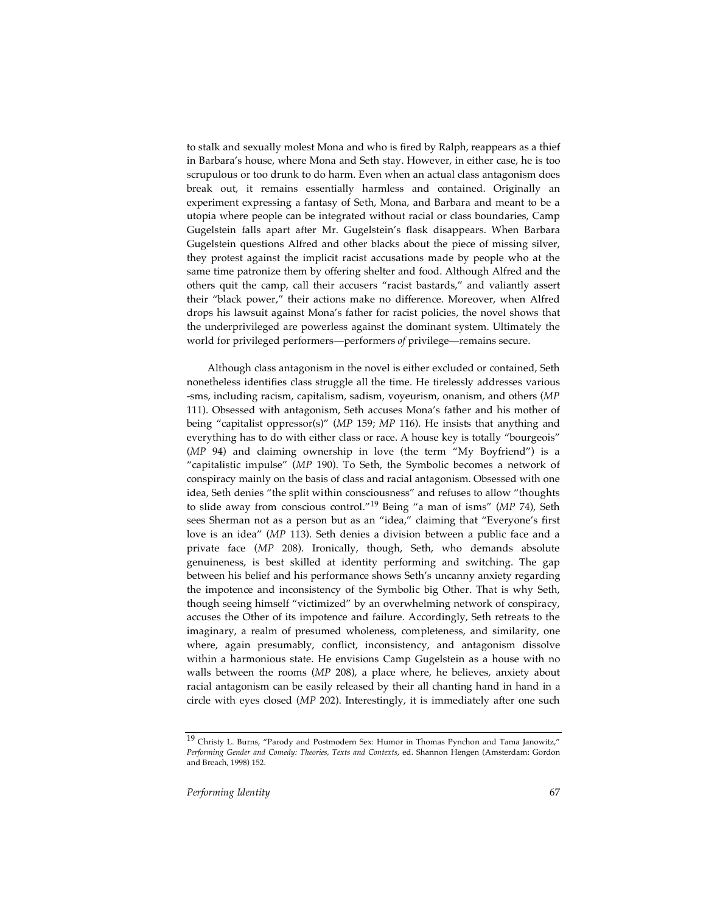to stalk and sexually molest Mona and who is fired by Ralph, reappears as a thief in Barbara's house, where Mona and Seth stay. However, in either case, he is too scrupulous or too drunk to do harm. Even when an actual class antagonism does break out, it remains essentially harmless and contained. Originally an experiment expressing a fantasy of Seth, Mona, and Barbara and meant to be a utopia where people can be integrated without racial or class boundaries, Camp Gugelstein falls apart after Mr. Gugelstein's flask disappears. When Barbara Gugelstein questions Alfred and other blacks about the piece of missing silver, they protest against the implicit racist accusations made by people who at the same time patronize them by offering shelter and food. Although Alfred and the others quit the camp, call their accusers "racist bastards," and valiantly assert their "black power," their actions make no difference. Moreover, when Alfred drops his lawsuit against Mona's father for racist policies, the novel shows that the underprivileged are powerless against the dominant system. Ultimately the world for privileged performers—performers *of* privilege—remains secure.

Although class antagonism in the novel is either excluded or contained, Seth nonetheless identifies class struggle all the time. He tirelessly addresses various -sms, including racism, capitalism, sadism, voyeurism, onanism, and others (*MP* 111). Obsessed with antagonism, Seth accuses Mona's father and his mother of being "capitalist oppressor(s)" (*MP* 159; *MP* 116). He insists that anything and everything has to do with either class or race. A house key is totally "bourgeois" (*MP* 94) and claiming ownership in love (the term "My Boyfriend") is a "capitalistic impulse" (*MP* 190). To Seth, the Symbolic becomes a network of conspiracy mainly on the basis of class and racial antagonism. Obsessed with one idea, Seth denies "the split within consciousness" and refuses to allow "thoughts to slide away from conscious control."[19] Being "a man of isms" (*MP* 74), Seth sees Sherman not as a person but as an "idea," claiming that "Everyone's first love is an idea" (*MP* 113). Seth denies a division between a public face and a private face (*MP* 208). Ironically, though, Seth, who demands absolute genuineness, is best skilled at identity performing and switching. The gap between his belief and his performance shows Seth's uncanny anxiety regarding the impotence and inconsistency of the Symbolic big Other. That is why Seth, though seeing himself "victimized" by an overwhelming network of conspiracy, accuses the Other of its impotence and failure. Accordingly, Seth retreats to the imaginary, a realm of presumed wholeness, completeness, and similarity, one where, again presumably, conflict, inconsistency, and antagonism dissolve within a harmonious state. He envisions Camp Gugelstein as a house with no walls between the rooms (*MP* 208), a place where, he believes, anxiety about racial antagonism can be easily released by their all chanting hand in hand in a circle with eyes closed (*MP* 202). Interestingly, it is immediately after one such

---

[19] Christy L. Burns, "Parody and Postmodern Sex: Humor in Thomas Pynchon and Tama Janowitz," *Performing Gender and Comedy: Theories, Texts and Contexts*, ed. Shannon Hengen (Amsterdam: Gordon and Breach, 1998) 152.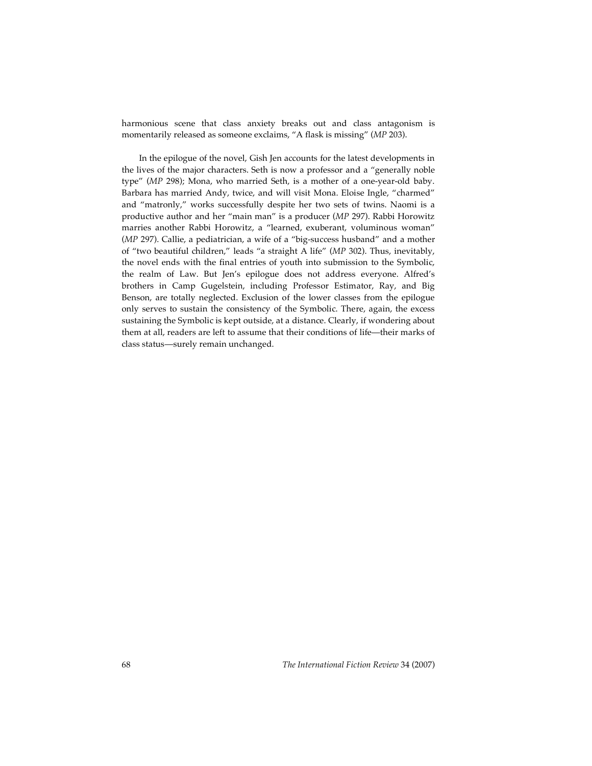harmonious scene that class anxiety breaks out and class antagonism is momentarily released as someone exclaims, "A flask is missing" (*MP* 203).

In the epilogue of the novel, Gish Jen accounts for the latest developments in the lives of the major characters. Seth is now a professor and a "generally noble type" (*MP* 298); Mona, who married Seth, is a mother of a one-year-old baby. Barbara has married Andy, twice, and will visit Mona. Eloise Ingle, "charmed" and "matronly," works successfully despite her two sets of twins. Naomi is a productive author and her "main man" is a producer (*MP* 297). Rabbi Horowitz marries another Rabbi Horowitz, a "learned, exuberant, voluminous woman" (*MP* 297). Callie, a pediatrician, a wife of a "big-success husband" and a mother of "two beautiful children," leads "a straight A life" (*MP* 302). Thus, inevitably, the novel ends with the final entries of youth into submission to the Symbolic, the realm of Law. But Jen's epilogue does not address everyone. Alfred's brothers in Camp Gugelstein, including Professor Estimator, Ray, and Big Benson, are totally neglected. Exclusion of the lower classes from the epilogue only serves to sustain the consistency of the Symbolic. There, again, the excess sustaining the Symbolic is kept outside, at a distance. Clearly, if wondering about them at all, readers are left to assume that their conditions of life—their marks of class status—surely remain unchanged.